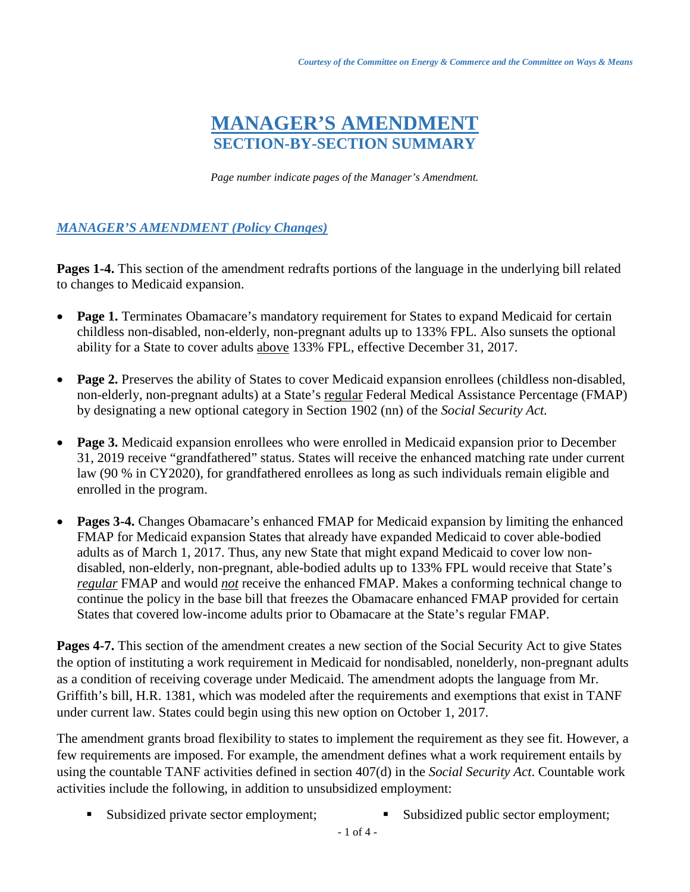*Courtesy of the Committee on Energy & Commerce and the Committee on Ways & Means*

# MANAGER'S AMENDMENT
## SECTION-BY-SECTION SUMMARY

*Page number indicate pages of the Manager's Amendment.*

### *MANAGER'S AMENDMENT (Policy Changes)*

**Pages 1-4.** This section of the amendment redrafts portions of the language in the underlying bill related to changes to Medicaid expansion.

- **Page 1.** Terminates Obamacare's mandatory requirement for States to expand Medicaid for certain childless non-disabled, non-elderly, non-pregnant adults up to 133% FPL. Also sunsets the optional ability for a State to cover adults above 133% FPL, effective December 31, 2017.

- **Page 2.** Preserves the ability of States to cover Medicaid expansion enrollees (childless non-disabled, non-elderly, non-pregnant adults) at a State's regular Federal Medical Assistance Percentage (FMAP) by designating a new optional category in Section 1902 (nn) of the *Social Security Act.*

- **Page 3.** Medicaid expansion enrollees who were enrolled in Medicaid expansion prior to December 31, 2019 receive "grandfathered" status. States will receive the enhanced matching rate under current law (90 % in CY2020), for grandfathered enrollees as long as such individuals remain eligible and enrolled in the program.

- **Pages 3-4.** Changes Obamacare's enhanced FMAP for Medicaid expansion by limiting the enhanced FMAP for Medicaid expansion States that already have expanded Medicaid to cover able-bodied adults as of March 1, 2017. Thus, any new State that might expand Medicaid to cover low non-disabled, non-elderly, non-pregnant, able-bodied adults up to 133% FPL would receive that State's *regular* FMAP and would *not* receive the enhanced FMAP. Makes a conforming technical change to continue the policy in the base bill that freezes the Obamacare enhanced FMAP provided for certain States that covered low-income adults prior to Obamacare at the State's regular FMAP.

**Pages 4-7.** This section of the amendment creates a new section of the Social Security Act to give States the option of instituting a work requirement in Medicaid for nondisabled, nonelderly, non-pregnant adults as a condition of receiving coverage under Medicaid. The amendment adopts the language from Mr. Griffith's bill, H.R. 1381, which was modeled after the requirements and exemptions that exist in TANF under current law. States could begin using this new option on October 1, 2017.

The amendment grants broad flexibility to states to implement the requirement as they see fit. However, a few requirements are imposed. For example, the amendment defines what a work requirement entails by using the countable TANF activities defined in section 407(d) in the *Social Security Act*. Countable work activities include the following, in addition to unsubsidized employment:

- Subsidized private sector employment;
- Subsidized public sector employment;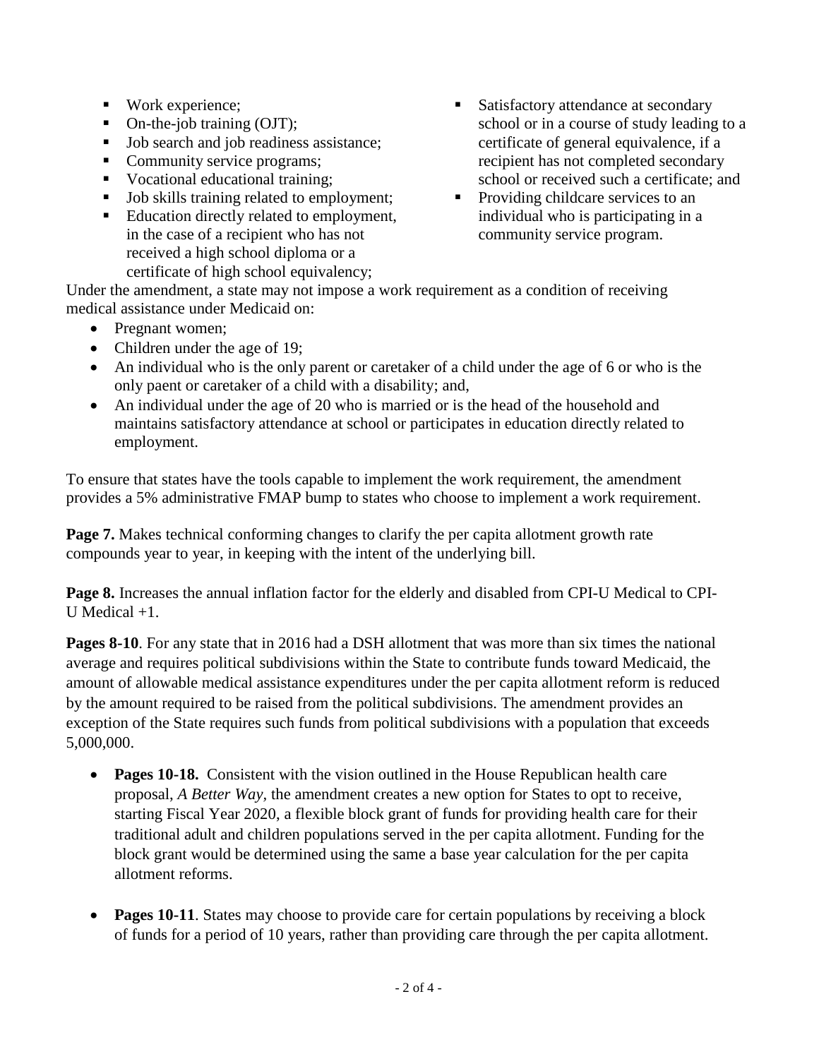- Work experience;
- On-the-job training (OJT);
- Job search and job readiness assistance;
- Community service programs;
- Vocational educational training;
- Job skills training related to employment;
- Education directly related to employment, in the case of a recipient who has not received a high school diploma or a certificate of high school equivalency;
- Satisfactory attendance at secondary school or in a course of study leading to a certificate of general equivalence, if a recipient has not completed secondary school or received such a certificate; and
- Providing childcare services to an individual who is participating in a community service program.

Under the amendment, a state may not impose a work requirement as a condition of receiving medical assistance under Medicaid on:

- Pregnant women;
- Children under the age of 19;
- An individual who is the only parent or caretaker of a child under the age of 6 or who is the only paent or caretaker of a child with a disability; and,
- An individual under the age of 20 who is married or is the head of the household and maintains satisfactory attendance at school or participates in education directly related to employment.

To ensure that states have the tools capable to implement the work requirement, the amendment provides a 5% administrative FMAP bump to states who choose to implement a work requirement.

**Page 7.** Makes technical conforming changes to clarify the per capita allotment growth rate compounds year to year, in keeping with the intent of the underlying bill.

**Page 8.** Increases the annual inflation factor for the elderly and disabled from CPI-U Medical to CPI-U Medical +1.

**Pages 8-10**. For any state that in 2016 had a DSH allotment that was more than six times the national average and requires political subdivisions within the State to contribute funds toward Medicaid, the amount of allowable medical assistance expenditures under the per capita allotment reform is reduced by the amount required to be raised from the political subdivisions. The amendment provides an exception of the State requires such funds from political subdivisions with a population that exceeds 5,000,000.

- **Pages 10-18.** Consistent with the vision outlined in the House Republican health care proposal, *A Better Way,* the amendment creates a new option for States to opt to receive, starting Fiscal Year 2020, a flexible block grant of funds for providing health care for their traditional adult and children populations served in the per capita allotment. Funding for the block grant would be determined using the same a base year calculation for the per capita allotment reforms.

- **Pages 10-11**. States may choose to provide care for certain populations by receiving a block of funds for a period of 10 years, rather than providing care through the per capita allotment.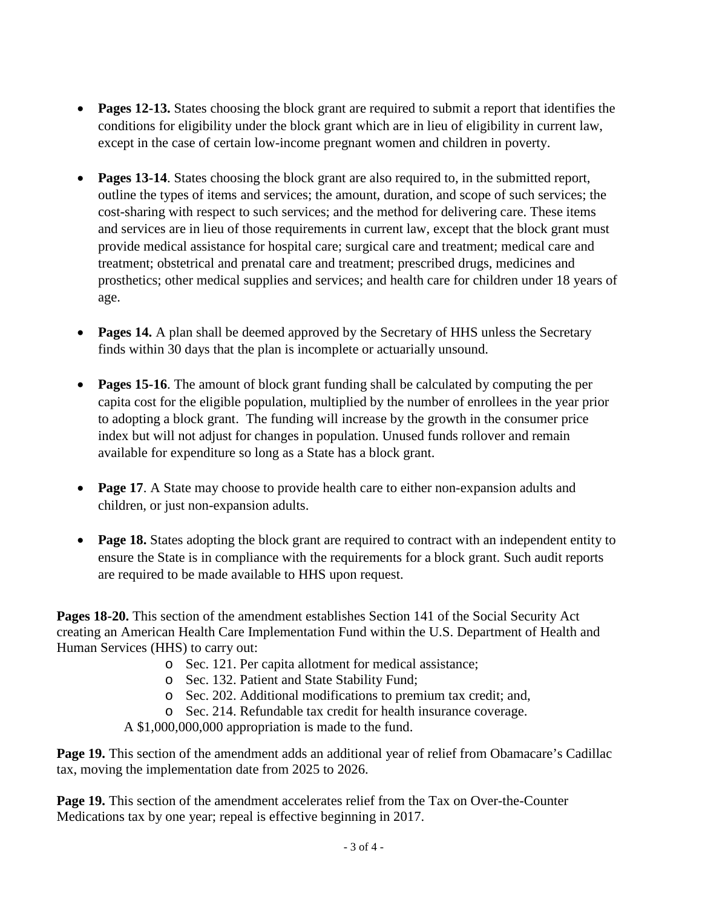- **Pages 12-13.** States choosing the block grant are required to submit a report that identifies the conditions for eligibility under the block grant which are in lieu of eligibility in current law, except in the case of certain low-income pregnant women and children in poverty.

- **Pages 13-14**. States choosing the block grant are also required to, in the submitted report, outline the types of items and services; the amount, duration, and scope of such services; the cost-sharing with respect to such services; and the method for delivering care. These items and services are in lieu of those requirements in current law, except that the block grant must provide medical assistance for hospital care; surgical care and treatment; medical care and treatment; obstetrical and prenatal care and treatment; prescribed drugs, medicines and prosthetics; other medical supplies and services; and health care for children under 18 years of age.

- **Pages 14.** A plan shall be deemed approved by the Secretary of HHS unless the Secretary finds within 30 days that the plan is incomplete or actuarially unsound.

- **Pages 15-16**. The amount of block grant funding shall be calculated by computing the per capita cost for the eligible population, multiplied by the number of enrollees in the year prior to adopting a block grant. The funding will increase by the growth in the consumer price index but will not adjust for changes in population. Unused funds rollover and remain available for expenditure so long as a State has a block grant.

- **Page 17**. A State may choose to provide health care to either non-expansion adults and children, or just non-expansion adults.

- **Page 18.** States adopting the block grant are required to contract with an independent entity to ensure the State is in compliance with the requirements for a block grant. Such audit reports are required to be made available to HHS upon request.

**Pages 18-20.** This section of the amendment establishes Section 141 of the Social Security Act creating an American Health Care Implementation Fund within the U.S. Department of Health and Human Services (HHS) to carry out:

- Sec. 121. Per capita allotment for medical assistance;
- Sec. 132. Patient and State Stability Fund;
- Sec. 202. Additional modifications to premium tax credit; and,
- Sec. 214. Refundable tax credit for health insurance coverage.

A $1,000,000,000 appropriation is made to the fund.

**Page 19.** This section of the amendment adds an additional year of relief from Obamacare's Cadillac tax, moving the implementation date from 2025 to 2026.

**Page 19.** This section of the amendment accelerates relief from the Tax on Over-the-Counter Medications tax by one year; repeal is effective beginning in 2017.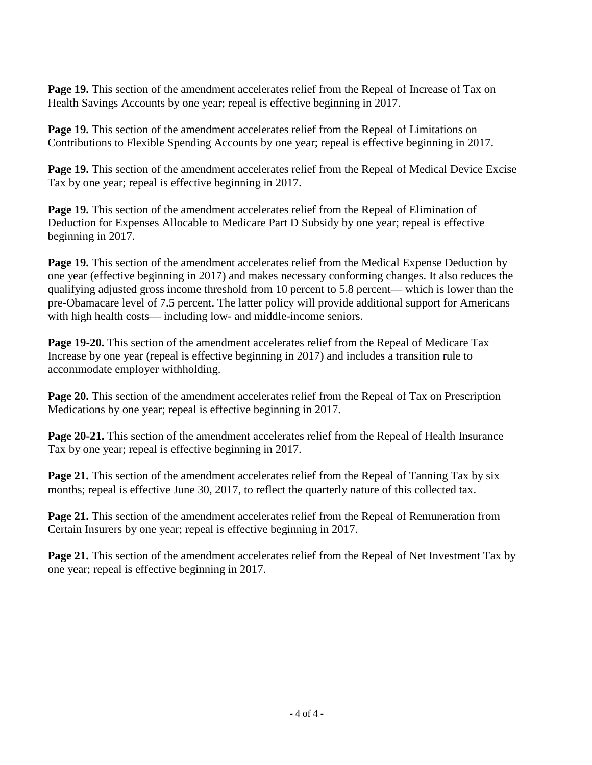**Page 19.** This section of the amendment accelerates relief from the Repeal of Increase of Tax on Health Savings Accounts by one year; repeal is effective beginning in 2017.

**Page 19.** This section of the amendment accelerates relief from the Repeal of Limitations on Contributions to Flexible Spending Accounts by one year; repeal is effective beginning in 2017.

**Page 19.** This section of the amendment accelerates relief from the Repeal of Medical Device Excise Tax by one year; repeal is effective beginning in 2017.

**Page 19.** This section of the amendment accelerates relief from the Repeal of Elimination of Deduction for Expenses Allocable to Medicare Part D Subsidy by one year; repeal is effective beginning in 2017.

**Page 19.** This section of the amendment accelerates relief from the Medical Expense Deduction by one year (effective beginning in 2017) and makes necessary conforming changes. It also reduces the qualifying adjusted gross income threshold from 10 percent to 5.8 percent— which is lower than the pre-Obamacare level of 7.5 percent. The latter policy will provide additional support for Americans with high health costs— including low- and middle-income seniors.

**Page 19-20.** This section of the amendment accelerates relief from the Repeal of Medicare Tax Increase by one year (repeal is effective beginning in 2017) and includes a transition rule to accommodate employer withholding.

**Page 20.** This section of the amendment accelerates relief from the Repeal of Tax on Prescription Medications by one year; repeal is effective beginning in 2017.

**Page 20-21.** This section of the amendment accelerates relief from the Repeal of Health Insurance Tax by one year; repeal is effective beginning in 2017.

**Page 21.** This section of the amendment accelerates relief from the Repeal of Tanning Tax by six months; repeal is effective June 30, 2017, to reflect the quarterly nature of this collected tax.

**Page 21.** This section of the amendment accelerates relief from the Repeal of Remuneration from Certain Insurers by one year; repeal is effective beginning in 2017.

**Page 21.** This section of the amendment accelerates relief from the Repeal of Net Investment Tax by one year; repeal is effective beginning in 2017.